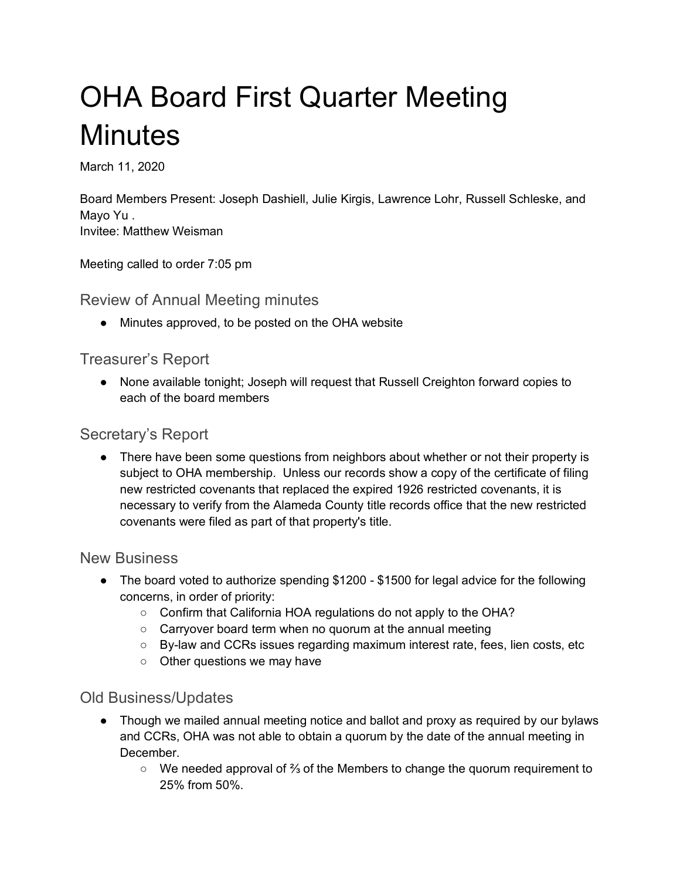# OHA Board First Quarter Meeting Minutes

March 11, 2020

Board Members Present: Joseph Dashiell, Julie Kirgis, Lawrence Lohr, Russell Schleske, and Mayo Yu .
Invitee: Matthew Weisman

Meeting called to order 7:05 pm

## Review of Annual Meeting minutes

- Minutes approved, to be posted on the OHA website

## Treasurer's Report

- None available tonight; Joseph will request that Russell Creighton forward copies to each of the board members

## Secretary's Report

- There have been some questions from neighbors about whether or not their property is subject to OHA membership. Unless our records show a copy of the certificate of filing new restricted covenants that replaced the expired 1926 restricted covenants, it is necessary to verify from the Alameda County title records office that the new restricted covenants were filed as part of that property's title.

## New Business

- The board voted to authorize spending $1200 - $1500 for legal advice for the following concerns, in order of priority:
  - Confirm that California HOA regulations do not apply to the OHA?
  - Carryover board term when no quorum at the annual meeting
  - By-law and CCRs issues regarding maximum interest rate, fees, lien costs, etc
  - Other questions we may have

## Old Business/Updates

- Though we mailed annual meeting notice and ballot and proxy as required by our bylaws and CCRs, OHA was not able to obtain a quorum by the date of the annual meeting in December.
  - We needed approval of ⅔ of the Members to change the quorum requirement to 25% from 50%.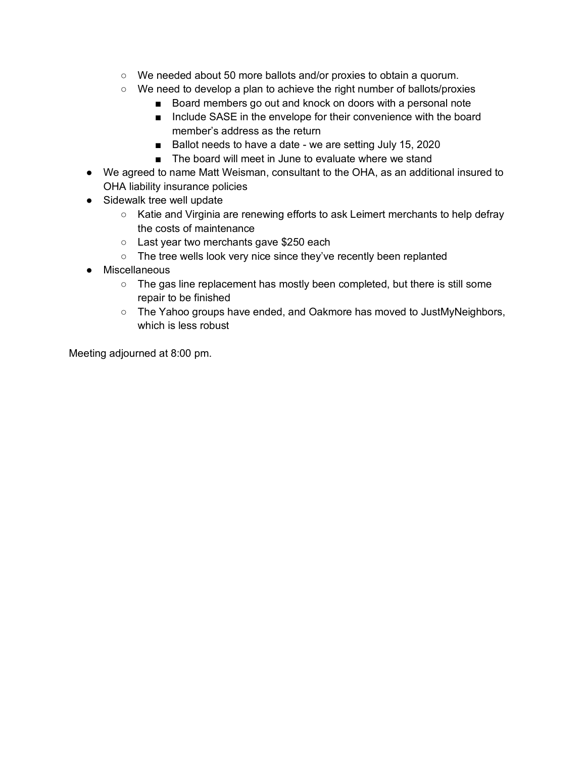- We needed about 50 more ballots and/or proxies to obtain a quorum.
    - We need to develop a plan to achieve the right number of ballots/proxies
        - Board members go out and knock on doors with a personal note
        - Include SASE in the envelope for their convenience with the board member's address as the return
        - Ballot needs to have a date - we are setting July 15, 2020
        - The board will meet in June to evaluate where we stand
- We agreed to name Matt Weisman, consultant to the OHA, as an additional insured to OHA liability insurance policies
- Sidewalk tree well update
    - Katie and Virginia are renewing efforts to ask Leimert merchants to help defray the costs of maintenance
    - Last year two merchants gave $250 each
    - The tree wells look very nice since they've recently been replanted
- Miscellaneous
    - The gas line replacement has mostly been completed, but there is still some repair to be finished
    - The Yahoo groups have ended, and Oakmore has moved to JustMyNeighbors, which is less robust

Meeting adjourned at 8:00 pm.